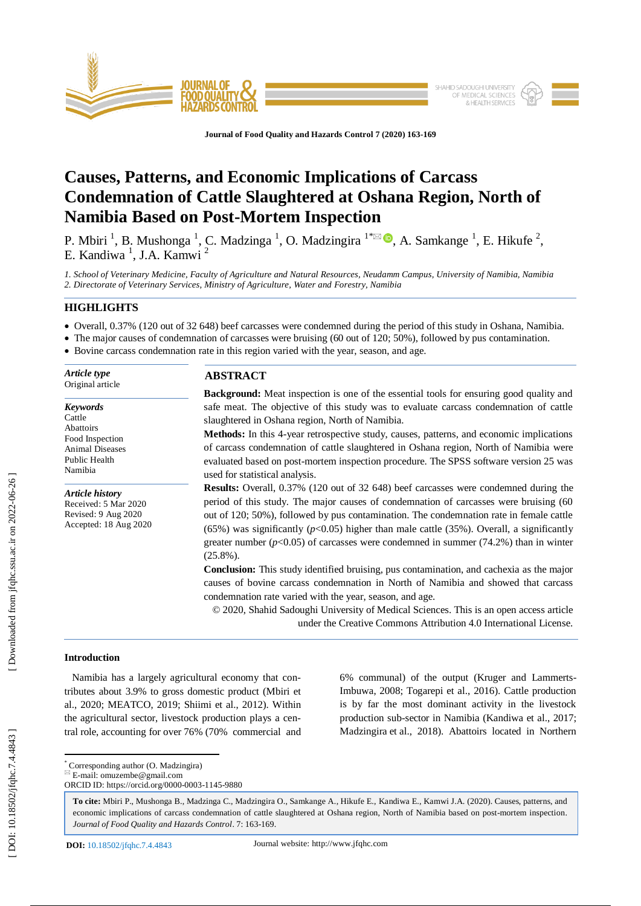# Causes, Patterns, and Economic Implications of Carcass Condemnation of Cattle Slaughtered at Oshana Region, North of Namibia Based on Post-Mortem Inspection

P. Mbiri [1], B. Mushonga [1], C. Madzinga [1], O. Madzingira [1*], A. Samkange [1], E. Hikufe [2], E. Kandiwa [1], J.A. Kamwi [2]

*1. School of Veterinary Medicine, Faculty of Agriculture and Natural Resources, Neudamm Campus, University of Namibia, Namibia*
*2. Directorate of Veterinary Services, Ministry of Agriculture, Water and Forestry, Namibia*

## HIGHLIGHTS

- Overall, 0.37% (120 out of 32 648) beef carcasses were condemned during the period of this study in Oshana, Namibia.
- The major causes of condemnation of carcasses were bruising (60 out of 120; 50%), followed by pus contamination.
- Bovine carcass condemnation rate in this region varied with the year, season, and age.

***Article type***
Original article

***Keywords***
Cattle
Abattoirs
Food Inspection
Animal Diseases
Public Health
Namibia

***Article history***
Received: 5 Mar 2020
Revised: 9 Aug 2020
Accepted: 18 Aug 2020

## ABSTRACT

**Background:** Meat inspection is one of the essential tools for ensuring good quality and safe meat. The objective of this study was to evaluate carcass condemnation of cattle slaughtered in Oshana region, North of Namibia.

**Methods:** In this 4-year retrospective study, causes, patterns, and economic implications of carcass condemnation of cattle slaughtered in Oshana region, North of Namibia were evaluated based on post-mortem inspection procedure. The SPSS software version 25 was used for statistical analysis.

**Results:** Overall, 0.37% (120 out of 32 648) beef carcasses were condemned during the period of this study. The major causes of condemnation of carcasses were bruising (60 out of 120; 50%), followed by pus contamination. The condemnation rate in female cattle (65%) was significantly ($p<0.05$) higher than male cattle (35%). Overall, a significantly greater number ($p<0.05$) of carcasses were condemned in summer (74.2%) than in winter (25.8%).

**Conclusion:** This study identified bruising, pus contamination, and cachexia as the major causes of bovine carcass condemnation in North of Namibia and showed that carcass condemnation rate varied with the year, season, and age.

© 2020, Shahid Sadoughi University of Medical Sciences. This is an open access article under the Creative Commons Attribution 4.0 International License.

### Introduction

Namibia has a largely agricultural economy that contributes about 3.9% to gross domestic product (Mbiri et al., 2020; MEATCO, 2019; Shiimi et al., 2012). Within the agricultural sector, livestock production plays a central role, accounting for over 76% (70% commercial and 6% communal) of the output (Kruger and Lammerts-Imbuwa, 2008; Togarepi et al., 2016). Cattle production is by far the most dominant activity in the livestock production sub-sector in Namibia (Kandiwa et al., 2017; Madzingira et al., 2018). Abattoirs located in Northern

\* Corresponding author (O. Madzingira)
E-mail: omuzembe@gmail.com
ORCID ID: https://orcid.org/0000-0003-1145-9880

**To cite:** Mbiri P., Mushonga B., Madzinga C., Madzingira O., Samkange A., Hikufe E., Kandiwa E., Kamwi J.A. (2020). Causes, patterns, and economic implications of carcass condemnation of cattle slaughtered at Oshana region, North of Namibia based on post-mortem inspection. *Journal of Food Quality and Hazards Control*. 7: 163-169.

**DOI:** 10.18502/jfqhc.7.4.4843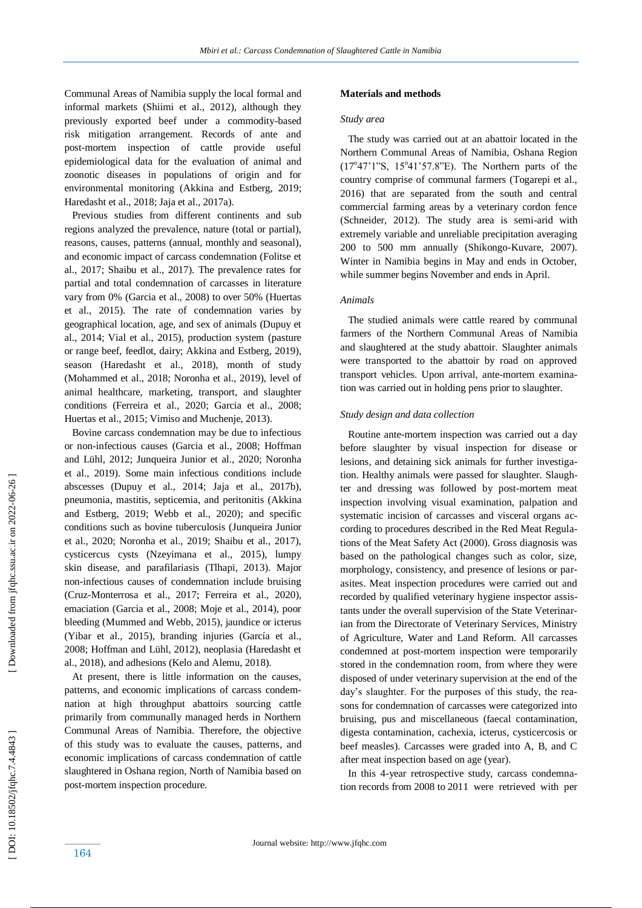Communal Areas of Namibia supply the local formal and informal markets (Shiimi et al., 2012), although they previously exported beef under a commodity-based risk mitigation arrangement. Records of ante and post-mortem inspection of cattle provide useful epidemiological data for the evaluation of animal and zoonotic diseases in populations of origin and for environmental monitoring (Akkina and Estberg, 2019; Haredasht et al., 2018; Jaja et al., 2017a).

Previous studies from different continents and sub regions analyzed the prevalence, nature (total or partial), reasons, causes, patterns (annual, monthly and seasonal), and economic impact of carcass condemnation (Folitse et al., 2017; Shaibu et al., 2017). The prevalence rates for partial and total condemnation of carcasses in literature vary from 0% (Garcia et al., 2008) to over 50% (Huertas et al., 2015). The rate of condemnation varies by geographical location, age, and sex of animals (Dupuy et al., 2014; Vial et al., 2015), production system (pasture or range beef, feedlot, dairy; Akkina and Estberg, 2019), season (Haredasht et al., 2018), month of study (Mohammed et al., 2018; Noronha et al., 2019), level of animal healthcare, marketing, transport, and slaughter conditions (Ferreira et al., 2020; Garcia et al., 2008; Huertas et al., 2015; Vimiso and Muchenje, 2013).

Bovine carcass condemnation may be due to infectious or non-infectious causes (Garcia et al., 2008; Hoffman and Lühl, 2012; Junqueira Junior et al., 2020; Noronha et al., 2019). Some main infectious conditions include abscesses (Dupuy et al., 2014; Jaja et al., 2017b), pneumonia, mastitis, septicemia, and peritonitis (Akkina and Estberg, 2019; Webb et al., 2020); and specific conditions such as bovine tuberculosis (Junqueira Junior et al., 2020; Noronha et al., 2019; Shaibu et al., 2017), cysticercus cysts (Nzeyimana et al., 2015), lumpy skin disease, and parafilariasis (Tlhapi, 2013). Major non-infectious causes of condemnation include bruising (Cruz-Monterrosa et al., 2017; Ferreira et al., 2020), emaciation (Garcia et al., 2008; Moje et al., 2014), poor bleeding (Mummed and Webb, 2015), jaundice or icterus (Yibar et al., 2015), branding injuries (García et al., 2008; Hoffman and Lühl, 2012), neoplasia (Haredasht et al., 2018), and adhesions (Kelo and Alemu, 2018).

At present, there is little information on the causes, patterns, and economic implications of carcass condemnation at high throughput abattoirs sourcing cattle primarily from communally managed herds in Northern Communal Areas of Namibia. Therefore, the objective of this study was to evaluate the causes, patterns, and economic implications of carcass condemnation of cattle slaughtered in Oshana region, North of Namibia based on post-mortem inspection procedure.

## Materials and methods

### *Study area*

The study was carried out at an abattoir located in the Northern Communal Areas of Namibia, Oshana Region (17°47'1"S, 15°41'57.8"E). The Northern parts of the country comprise of communal farmers (Togarepi et al., 2016) that are separated from the south and central commercial farming areas by a veterinary cordon fence (Schneider, 2012). The study area is semi-arid with extremely variable and unreliable precipitation averaging 200 to 500 mm annually (Shikongo-Kuvare, 2007). Winter in Namibia begins in May and ends in October, while summer begins November and ends in April.

### *Animals*

The studied animals were cattle reared by communal farmers of the Northern Communal Areas of Namibia and slaughtered at the study abattoir. Slaughter animals were transported to the abattoir by road on approved transport vehicles. Upon arrival, ante-mortem examination was carried out in holding pens prior to slaughter.

### *Study design and data collection*

Routine ante-mortem inspection was carried out a day before slaughter by visual inspection for disease or lesions, and detaining sick animals for further investigation. Healthy animals were passed for slaughter. Slaughter and dressing was followed by post-mortem meat inspection involving visual examination, palpation and systematic incision of carcasses and visceral organs according to procedures described in the Red Meat Regulations of the Meat Safety Act (2000). Gross diagnosis was based on the pathological changes such as color, size, morphology, consistency, and presence of lesions or parasites. Meat inspection procedures were carried out and recorded by qualified veterinary hygiene inspector assistants under the overall supervision of the State Veterinarian from the Directorate of Veterinary Services, Ministry of Agriculture, Water and Land Reform. All carcasses condemned at post-mortem inspection were temporarily stored in the condemnation room, from where they were disposed of under veterinary supervision at the end of the day's slaughter. For the purposes of this study, the reasons for condemnation of carcasses were categorized into bruising, pus and miscellaneous (faecal contamination, digesta contamination, cachexia, icterus, cysticercosis or beef measles). Carcasses were graded into A, B, and C after meat inspection based on age (year).

In this 4-year retrospective study, carcass condemnation records from 2008 to 2011 were retrieved with per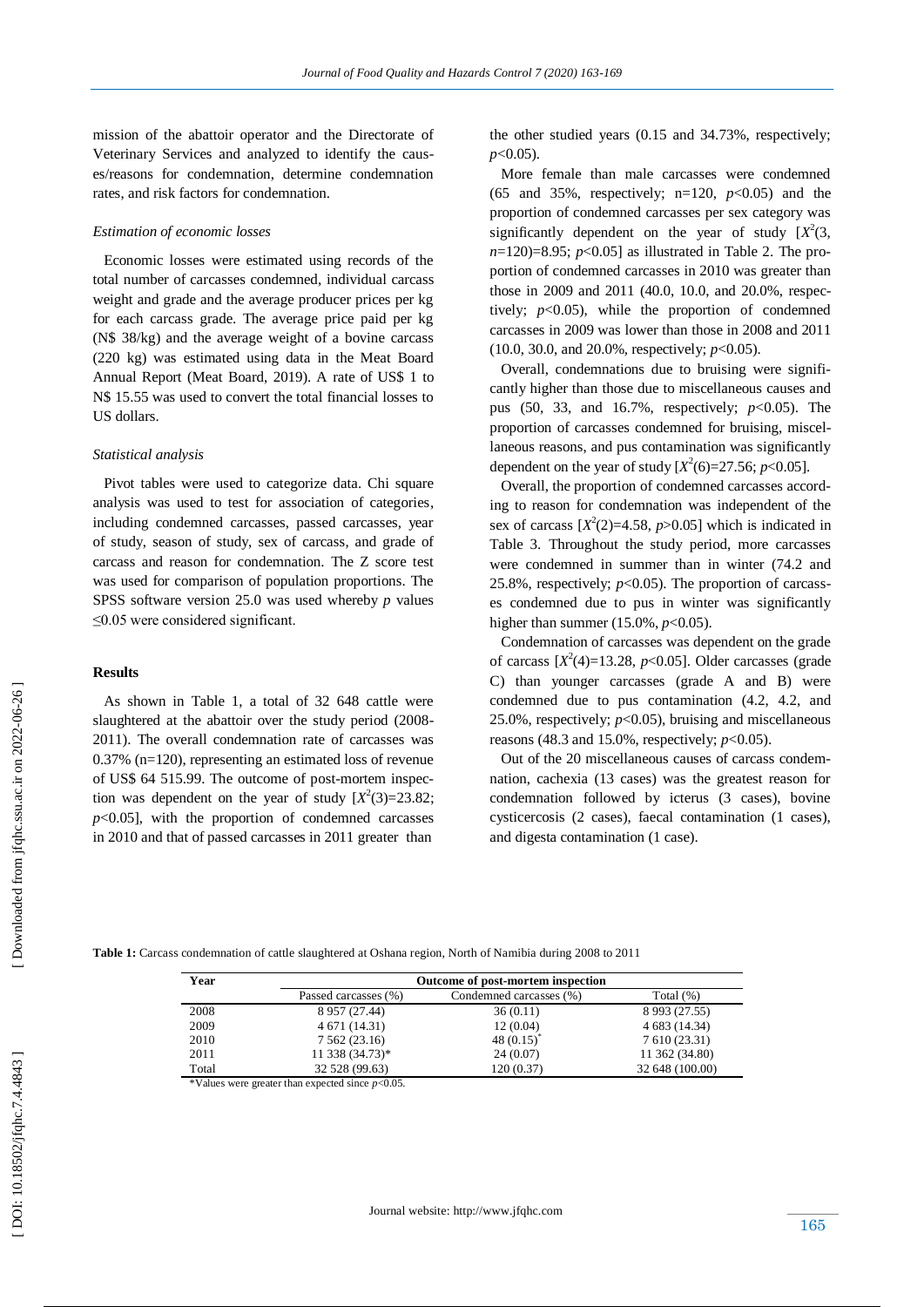mission of the abattoir operator and the Directorate of Veterinary Services and analyzed to identify the causes/reasons for condemnation, determine condemnation rates, and risk factors for condemnation.

### *Estimation of economic losses*

Economic losses were estimated using records of the total number of carcasses condemned, individual carcass weight and grade and the average producer prices per kg for each carcass grade. The average price paid per kg (N$ 38/kg) and the average weight of a bovine carcass (220 kg) was estimated using data in the Meat Board Annual Report (Meat Board, 2019). A rate of US$ 1 to N$ 15.55 was used to convert the total financial losses to US dollars.

### *Statistical analysis*

Pivot tables were used to categorize data. Chi square analysis was used to test for association of categories, including condemned carcasses, passed carcasses, year of study, season of study, sex of carcass, and grade of carcass and reason for condemnation. The Z score test was used for comparison of population proportions. The SPSS software version 25.0 was used whereby *p* values ≤0.05 were considered significant.

## Results

As shown in Table 1, a total of 32 648 cattle were slaughtered at the abattoir over the study period (2008-2011). The overall condemnation rate of carcasses was 0.37% (n=120), representing an estimated loss of revenue of US$ 64 515.99. The outcome of post-mortem inspection was dependent on the year of study [$X^2(3)=23.82$; $p<0.05$], with the proportion of condemned carcasses in 2010 and that of passed carcasses in 2011 greater than the other studied years (0.15 and 34.73%, respectively; $p<0.05$).

More female than male carcasses were condemned (65 and 35%, respectively; n=120, $p<0.05$) and the proportion of condemned carcasses per sex category was significantly dependent on the year of study [$X^2(3, n=120)=8.95$; $p<0.05$] as illustrated in Table 2. The proportion of condemned carcasses in 2010 was greater than those in 2009 and 2011 (40.0, 10.0, and 20.0%, respectively; $p<0.05$), while the proportion of condemned carcasses in 2009 was lower than those in 2008 and 2011 (10.0, 30.0, and 20.0%, respectively; $p<0.05$).

Overall, condemnations due to bruising were significantly higher than those due to miscellaneous causes and pus (50, 33, and 16.7%, respectively; $p<0.05$). The proportion of carcasses condemned for bruising, miscellaneous reasons, and pus contamination was significantly dependent on the year of study [$X^2(6)=27.56$; $p<0.05$].

Overall, the proportion of condemned carcasses according to reason for condemnation was independent of the sex of carcass [$X^2(2)=4.58$, $p>0.05$] which is indicated in Table 3. Throughout the study period, more carcasses were condemned in summer than in winter (74.2 and 25.8%, respectively; $p<0.05$). The proportion of carcasses condemned due to pus in winter was significantly higher than summer (15.0%, $p<0.05$).

Condemnation of carcasses was dependent on the grade of carcass [$X^2(4)=13.28$, $p<0.05$]. Older carcasses (grade C) than younger carcasses (grade A and B) were condemned due to pus contamination (4.2, 4.2, and 25.0%, respectively; $p<0.05$), bruising and miscellaneous reasons (48.3 and 15.0%, respectively; $p<0.05$).

Out of the 20 miscellaneous causes of carcass condemnation, cachexia (13 cases) was the greatest reason for condemnation followed by icterus (3 cases), bovine cysticercosis (2 cases), faecal contamination (1 cases), and digesta contamination (1 case).

**Table 1:** Carcass condemnation of cattle slaughtered at Oshana region, North of Namibia during 2008 to 2011

| Year | Outcome of post-mortem inspection | | |
|---|---|---|---|
| | Passed carcasses (%) | Condemned carcasses (%) | Total (%) |
| 2008 | 8 957 (27.44) | 36 (0.11) | 8 993 (27.55) |
| 2009 | 4 671 (14.31) | 12 (0.04) | 4 683 (14.34) |
| 2010 | 7 562 (23.16) | 48 (0.15)* | 7 610 (23.31) |
| 2011 | 11 338 (34.73)* | 24 (0.07) | 11 362 (34.80) |
| Total | 32 528 (99.63) | 120 (0.37) | 32 648 (100.00) |

*Values were greater than expected since $p<0.05$.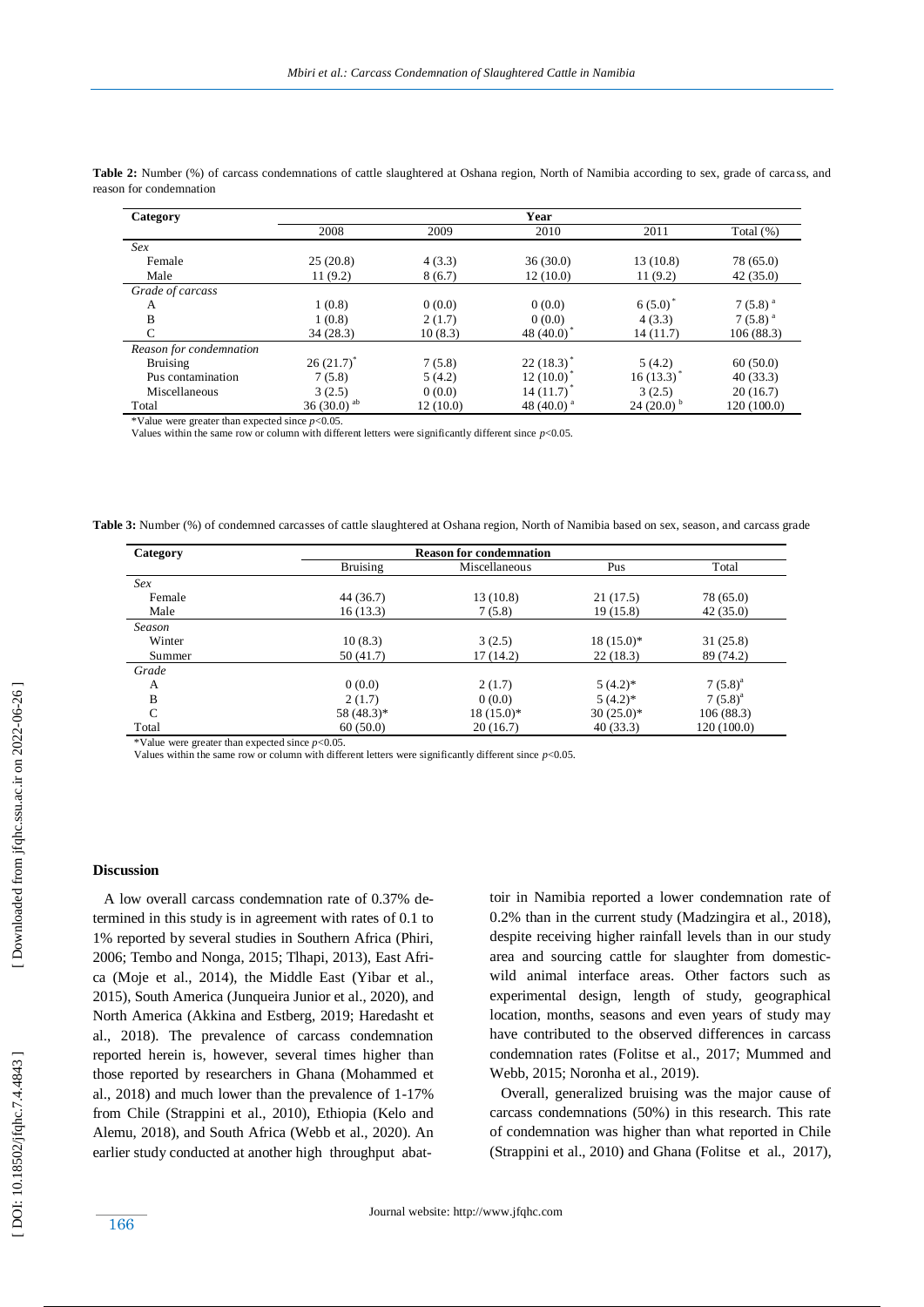**Table 2:** Number (%) of carcass condemnations of cattle slaughtered at Oshana region, North of Namibia according to sex, grade of carcass, and reason for condemnation

| Category | Year | | | | |
|---|---|---|---|---|---|
| | 2008 | 2009 | 2010 | 2011 | Total (%) |
| *Sex* | | | | | |
| Female | 25 (20.8) | 4 (3.3) | 36 (30.0) | 13 (10.8) | 78 (65.0) |
| Male | 11 (9.2) | 8 (6.7) | 12 (10.0) | 11 (9.2) | 42 (35.0) |
| *Grade of carcass* | | | | | |
| A | 1 (0.8) | 0 (0.0) | 0 (0.0) | 6 (5.0)* | 7 (5.8) [a] |
| B | 1 (0.8) | 2 (1.7) | 0 (0.0) | 4 (3.3) | 7 (5.8) [a] |
| C | 34 (28.3) | 10 (8.3) | 48 (40.0)* | 14 (11.7) | 106 (88.3) |
| *Reason for condemnation* | | | | | |
| Bruising | 26 (21.7)* | 7 (5.8) | 22 (18.3)* | 5 (4.2) | 60 (50.0) |
| Pus contamination | 7 (5.8) | 5 (4.2) | 12 (10.0)* | 16 (13.3)* | 40 (33.3) |
| Miscellaneous | 3 (2.5) | 0 (0.0) | 14 (11.7)* | 3 (2.5) | 20 (16.7) |
| Total | 36 (30.0) [ab] | 12 (10.0) | 48 (40.0) [a] | 24 (20.0) [b] | 120 (100.0) |

*Value were greater than expected since $p<0.05$.
Values within the same row or column with different letters were significantly different since $p<0.05$.

**Table 3:** Number (%) of condemned carcasses of cattle slaughtered at Oshana region, North of Namibia based on sex, season, and carcass grade

| Category | Reason for condemnation | | | |
|---|---|---|---|---|
| | Bruising | Miscellaneous | Pus | Total |
| *Sex* | | | | |
| Female | 44 (36.7) | 13 (10.8) | 21 (17.5) | 78 (65.0) |
| Male | 16 (13.3) | 7 (5.8) | 19 (15.8) | 42 (35.0) |
| *Season* | | | | |
| Winter | 10 (8.3) | 3 (2.5) | 18 (15.0)* | 31 (25.8) |
| Summer | 50 (41.7) | 17 (14.2) | 22 (18.3) | 89 (74.2) |
| *Grade* | | | | |
| A | 0 (0.0) | 2 (1.7) | 5 (4.2)* | 7 (5.8)[a] |
| B | 2 (1.7) | 0 (0.0) | 5 (4.2)* | 7 (5.8)[a] |
| C | 58 (48.3)* | 18 (15.0)* | 30 (25.0)* | 106 (88.3) |
| Total | 60 (50.0) | 20 (16.7) | 40 (33.3) | 120 (100.0) |

*Value were greater than expected since $p<0.05$.
Values within the same row or column with different letters were significantly different since $p<0.05$.

## Discussion

A low overall carcass condemnation rate of 0.37% determined in this study is in agreement with rates of 0.1 to 1% reported by several studies in Southern Africa (Phiri, 2006; Tembo and Nonga, 2015; Tlhapi, 2013), East Africa (Moje et al., 2014), the Middle East (Yibar et al., 2015), South America (Junqueira Junior et al., 2020), and North America (Akkina and Estberg, 2019; Haredasht et al., 2018). The prevalence of carcass condemnation reported herein is, however, several times higher than those reported by researchers in Ghana (Mohammed et al., 2018) and much lower than the prevalence of 1-17% from Chile (Strappini et al., 2010), Ethiopia (Kelo and Alemu, 2018), and South Africa (Webb et al., 2020). An earlier study conducted at another high throughput abattoir in Namibia reported a lower condemnation rate of 0.2% than in the current study (Madzingira et al., 2018), despite receiving higher rainfall levels than in our study area and sourcing cattle for slaughter from domestic-wild animal interface areas. Other factors such as experimental design, length of study, geographical location, months, seasons and even years of study may have contributed to the observed differences in carcass condemnation rates (Folitse et al., 2017; Mummed and Webb, 2015; Noronha et al., 2019).

Overall, generalized bruising was the major cause of carcass condemnations (50%) in this research. This rate of condemnation was higher than what reported in Chile (Strappini et al., 2010) and Ghana (Folitse et al., 2017),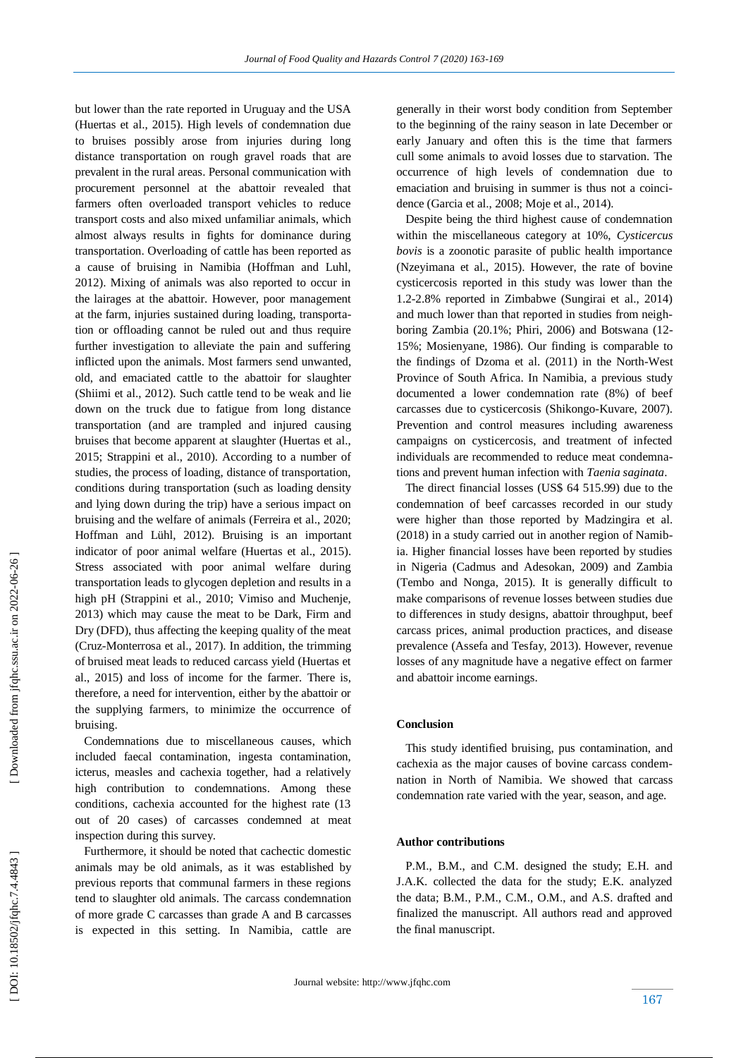but lower than the rate reported in Uruguay and the USA (Huertas et al., 2015). High levels of condemnation due to bruises possibly arose from injuries during long distance transportation on rough gravel roads that are prevalent in the rural areas. Personal communication with procurement personnel at the abattoir revealed that farmers often overloaded transport vehicles to reduce transport costs and also mixed unfamiliar animals, which almost always results in fights for dominance during transportation. Overloading of cattle has been reported as a cause of bruising in Namibia (Hoffman and Luhl, 2012). Mixing of animals was also reported to occur in the lairages at the abattoir. However, poor management at the farm, injuries sustained during loading, transportation or offloading cannot be ruled out and thus require further investigation to alleviate the pain and suffering inflicted upon the animals. Most farmers send unwanted, old, and emaciated cattle to the abattoir for slaughter (Shiimi et al., 2012). Such cattle tend to be weak and lie down on the truck due to fatigue from long distance transportation (and are trampled and injured causing bruises that become apparent at slaughter (Huertas et al., 2015; Strappini et al., 2010). According to a number of studies, the process of loading, distance of transportation, conditions during transportation (such as loading density and lying down during the trip) have a serious impact on bruising and the welfare of animals (Ferreira et al., 2020; Hoffman and Lühl, 2012). Bruising is an important indicator of poor animal welfare (Huertas et al., 2015). Stress associated with poor animal welfare during transportation leads to glycogen depletion and results in a high pH (Strappini et al., 2010; Vimiso and Muchenje, 2013) which may cause the meat to be Dark, Firm and Dry (DFD), thus affecting the keeping quality of the meat (Cruz-Monterrosa et al., 2017). In addition, the trimming of bruised meat leads to reduced carcass yield (Huertas et al., 2015) and loss of income for the farmer. There is, therefore, a need for intervention, either by the abattoir or the supplying farmers, to minimize the occurrence of bruising.

Condemnations due to miscellaneous causes, which included faecal contamination, ingesta contamination, icterus, measles and cachexia together, had a relatively high contribution to condemnations. Among these conditions, cachexia accounted for the highest rate (13 out of 20 cases) of carcasses condemned at meat inspection during this survey.

Furthermore, it should be noted that cachectic domestic animals may be old animals, as it was established by previous reports that communal farmers in these regions tend to slaughter old animals. The carcass condemnation of more grade C carcasses than grade A and B carcasses is expected in this setting. In Namibia, cattle are generally in their worst body condition from September to the beginning of the rainy season in late December or early January and often this is the time that farmers cull some animals to avoid losses due to starvation. The occurrence of high levels of condemnation due to emaciation and bruising in summer is thus not a coincidence (Garcia et al., 2008; Moje et al., 2014).

Despite being the third highest cause of condemnation within the miscellaneous category at 10%, *Cysticercus bovis* is a zoonotic parasite of public health importance (Nzeyimana et al., 2015). However, the rate of bovine cysticercosis reported in this study was lower than the 1.2-2.8% reported in Zimbabwe (Sungirai et al., 2014) and much lower than that reported in studies from neighboring Zambia (20.1%; Phiri, 2006) and Botswana (12-15%; Mosienyane, 1986). Our finding is comparable to the findings of Dzoma et al. (2011) in the North-West Province of South Africa. In Namibia, a previous study documented a lower condemnation rate (8%) of beef carcasses due to cysticercosis (Shikongo-Kuvare, 2007). Prevention and control measures including awareness campaigns on cysticercosis, and treatment of infected individuals are recommended to reduce meat condemnations and prevent human infection with *Taenia saginata*.

The direct financial losses (US$ 64 515.99) due to the condemnation of beef carcasses recorded in our study were higher than those reported by Madzingira et al. (2018) in a study carried out in another region of Namibia. Higher financial losses have been reported by studies in Nigeria (Cadmus and Adesokan, 2009) and Zambia (Tembo and Nonga, 2015). It is generally difficult to make comparisons of revenue losses between studies due to differences in study designs, abattoir throughput, beef carcass prices, animal production practices, and disease prevalence (Assefa and Tesfay, 2013). However, revenue losses of any magnitude have a negative effect on farmer and abattoir income earnings.

## Conclusion

This study identified bruising, pus contamination, and cachexia as the major causes of bovine carcass condemnation in North of Namibia. We showed that carcass condemnation rate varied with the year, season, and age.

## Author contributions

P.M., B.M., and C.M. designed the study; E.H. and J.A.K. collected the data for the study; E.K. analyzed the data; B.M., P.M., C.M., O.M., and A.S. drafted and finalized the manuscript. All authors read and approved the final manuscript.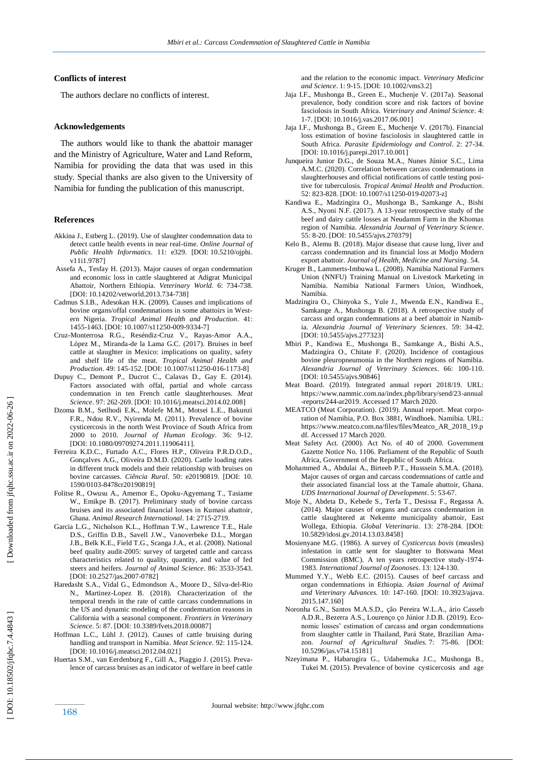#### Conflicts of interest

The authors declare no conflicts of interest.

#### Acknowledgements

The authors would like to thank the abattoir manager and the Ministry of Agriculture, Water and Land Reform, Namibia for providing the data that was used in this study. Special thanks are also given to the University of Namibia for funding the publication of this manuscript.

#### References

Akkina J., Estberg L. (2019). Use of slaughter condemnation data to detect cattle health events in near real-time. *Online Journal of Public Health Informatics*. 11: e329. [DOI: 10.5210/ojphi.v11i1.9787]

Assefa A., Tesfay H. (2013). Major causes of organ condemnation and economic loss in cattle slaughtered at Adigrat Municipal Abattoir, Northern Ethiopia. *Veterinary World*. 6: 734-738. [DOI: 10.14202/vetworld.2013.734-738]

Cadmus S.I.B., Adesokan H.K. (2009). Causes and implications of bovine organs/offal condemnations in some abattoirs in Western Nigeria. *Tropical Animal Health and Production*. 41: 1455-1463. [DOI: 10.1007/s11250-009-9334-7]

Cruz-Monterrosa R.G., Reséndiz-Cruz V., Rayas-Amor A.A., López M., Miranda-de la Lama G.C. (2017). Bruises in beef cattle at slaughter in Mexico: implications on quality, safety and shelf life of the meat. *Tropical Animal Health and Production*. 49: 145-152. [DOI: 10.1007/s11250-016-1173-8]

Dupuy C., Demont P., Ducrot C., Calavas D., Gay E. (2014). Factors associated with offal, partial and whole carcass condemnation in ten French cattle slaughterhouses. *Meat Science*. 97: 262-269. [DOI: 10.1016/j.meatsci.2014.02.008]

Dzoma B.M., Setlhodi E.K., Molefe M.M., Motsei L.E., Bakunzi F.R., Ndou R.V., Nyirenda M. (2011). Prevalence of bovine cysticercosis in the north West Province of South Africa from 2000 to 2010. *Journal of Human Ecology*. 36: 9-12. [DOI: 10.1080/09709274.2011.11906411].

Ferreira K.D.C., Furtado A.C., Flores H.P., Oliveira P.R.D.O.D., Gonçalves A.G., Oliveira D.M.D. (2020). Cattle loading rates in different truck models and their relationship with bruises on bovine carcasses. *Ciência Rural*. 50: e20190819. [DOI: 10.1590/0103-8478cr20190819]

Folitse R., Owusu A., Amemor E., Opoku-Agyemang T., Tasiame W., Emikpe B. (2017). Preliminary study of bovine carcass bruises and its associated financial losses in Kumasi abattoir, Ghana. *Animal Research International*. 14: 2715-2719.

Garcia L.G., Nicholson K.L., Hoffman T.W., Lawrence T.E., Hale D.S., Griffin D.B., Savell J.W., Vanoverbeke D.L., Morgan J.B., Belk K.E., Field T.G., Scanga J.A., et al. (2008). National beef quality audit-2005: survey of targeted cattle and carcass characteristics related to quality, quantity, and value of fed steers and heifers. *Journal of Animal Science*. 86: 3533-3543. [DOI: 10.2527/jas.2007-0782]

Haredasht S.A., Vidal G., Edmondson A., Moore D., Silva-del-Rio N., Martinez-Lopez B. (2018). Characterization of the temporal trends in the rate of cattle carcass condemnations in the US and dynamic modeling of the condemnation reasons in California with a seasonal component. *Frontiers in Veterinary Science*. 5: 87. [DOI: 10.3389/fvets.2018.00087]

Hoffman L.C., Lühl J. (2012). Causes of cattle bruising during handling and transport in Namibia. *Meat Science*. 92: 115-124. [DOI: 10.1016/j.meatsci.2012.04.021]

Huertas S.M., van Eerdenburg F., Gill A., Piaggio J. (2015). Prevalence of carcass bruises as an indicator of welfare in beef cattle and the relation to the economic impact. *Veterinary Medicine and Science*. 1: 9-15. [DOI: 10.1002/vms3.2]

Jaja I.F., Mushonga B., Green E., Muchenje V. (2017a). Seasonal prevalence, body condition score and risk factors of bovine fasciolosis in South Africa. *Veterinary and Animal Science*. 4: 1-7. [DOI: 10.1016/j.vas.2017.06.001]

Jaja I.F., Mushonga B., Green E., Muchenje V. (2017b). Financial loss estimation of bovine fasciolosis in slaughtered cattle in South Africa. *Parasite Epidemiology and Control*. 2: 27-34. [DOI: 10.1016/j.parepi.2017.10.001]

Junqueira Junior D.G., de Souza M.A., Nunes Júnior S.C., Lima A.M.C. (2020). Correlation between carcass condemnations in slaughterhouses and official notifications of cattle testing positive for tuberculosis. *Tropical Animal Health and Production*. 52: 823-828. [DOI: 10.1007/s11250-019-02073-z]

Kandiwa E., Madzingira O., Mushonga B., Samkange A., Bishi A.S., Nyoni N.F. (2017). A 13-year retrospective study of the beef and dairy cattle losses at Neudamm Farm in the Khomas region of Namibia. *Alexandria Journal of Veterinary Science*. 55: 8-20. [DOI: 10.5455/ajvs.270379]

Kelo B., Alemu B. (2018). Major disease that cause lung, liver and carcass condemnation and its financial loss at Modjo Modern export abattoir. *Journal of Health, Medicine and Nursing*. 54.

Kruger B., Lammerts-Imbuwa L. (2008). Namibia National Farmers Union (NNFU) Training Manual on Livestock Marketing in Namibia. Namibia National Farmers Union, Windhoek, Namibia.

Madzingira O., Chinyoka S., Yule J., Mwenda E.N., Kandiwa E., Samkange A., Mushonga B. (2018). A retrospective study of carcass and organ condemnations at a beef abattoir in Namibia. *Alexandria Journal of Veterinary Sciences*. 59: 34-42. [DOI: 10.5455/ajvs.277323]

Mbiri P., Kandiwa E., Mushonga B., Samkange A., Bishi A.S., Madzingira O., Chitate F. (2020). Incidence of contagious bovine pleuropneumonia in the Northern regions of Namibia. *Alexandria Journal of Veterinary Sciences*. 66: 100-110. [DOI: 10.5455/ajvs.90846]

Meat Board. (2019). Integrated annual report 2018/19. URL: https://www.nammic.com.na/index.php/library/send/23-annual-reports/244-ar2019. Accessed 17 March 2020.

MEATCO (Meat Corporation). (2019). Annual report. Meat corporation of Namibia, P.O. Box 3881, Windhoek. Namibia. URL: https://www.meatco.com.na/files/files/Meatco_AR_2018_19.pdf. Accessed 17 March 2020.

Meat Safety Act. (2000). Act No. of 40 of 2000. Government Gazette Notice No. 1106. Parliament of the Republic of South Africa, Government of the Republic of South Africa.

Mohammed A., Abdulai A., Birteeb P.T., Husssein S.M.A. (2018). Major causes of organ and carcass condemnations of cattle and their associated financial loss at the Tamale abattoir, Ghana. *UDS International Journal of Development*. 5: 53-67.

Moje N., Abdeta D., Kebede S., Terfa T., Desissa F., Regassa A. (2014). Major causes of organs and carcass condemnation in cattle slaughtered at Nekemte municipality abattoir, East Wollega, Ethiopia. *Global Veterinaria*. 13: 278-284. [DOI: 10.5829/idosi.gv.2014.13.03.8458]

Mosienyane M.G. (1986). A survey of *Cysticercus bovis* (measles) infestation in cattle sent for slaughter to Botswana Meat Commission (BMC). A ten years retrospective study-1974-1983. *International Journal of Zoonoses*. 13: 124-130.

Mummed Y.Y., Webb E.C. (2015). Causes of beef carcass and organ condemnations in Ethiopia. *Asian Journal of Animal and Veterinary Advances*. 10: 147-160. [DOI: 10.3923/ajava.2015.147.160]

Noronha G.N., Santos M.A.S.D., ção Pereira W.L.A., ário Casseb A.D.R., Bezerra A.S., Lourenço ço Júnior J.D.B. (2019). Economic losses' estimation of carcass and organ condemnations from slaughter cattle in Thailand, Pará State, Brazilian Amazon. *Journal of Agricultural Studies*. 7: 75-86. [DOI: 10.5296/jas.v7i4.15181]

Nzeyimana P., Habarugira G., Udahemuka J.C., Mushonga B., Tukei M. (2015). Prevalence of bovine cysticercosis and age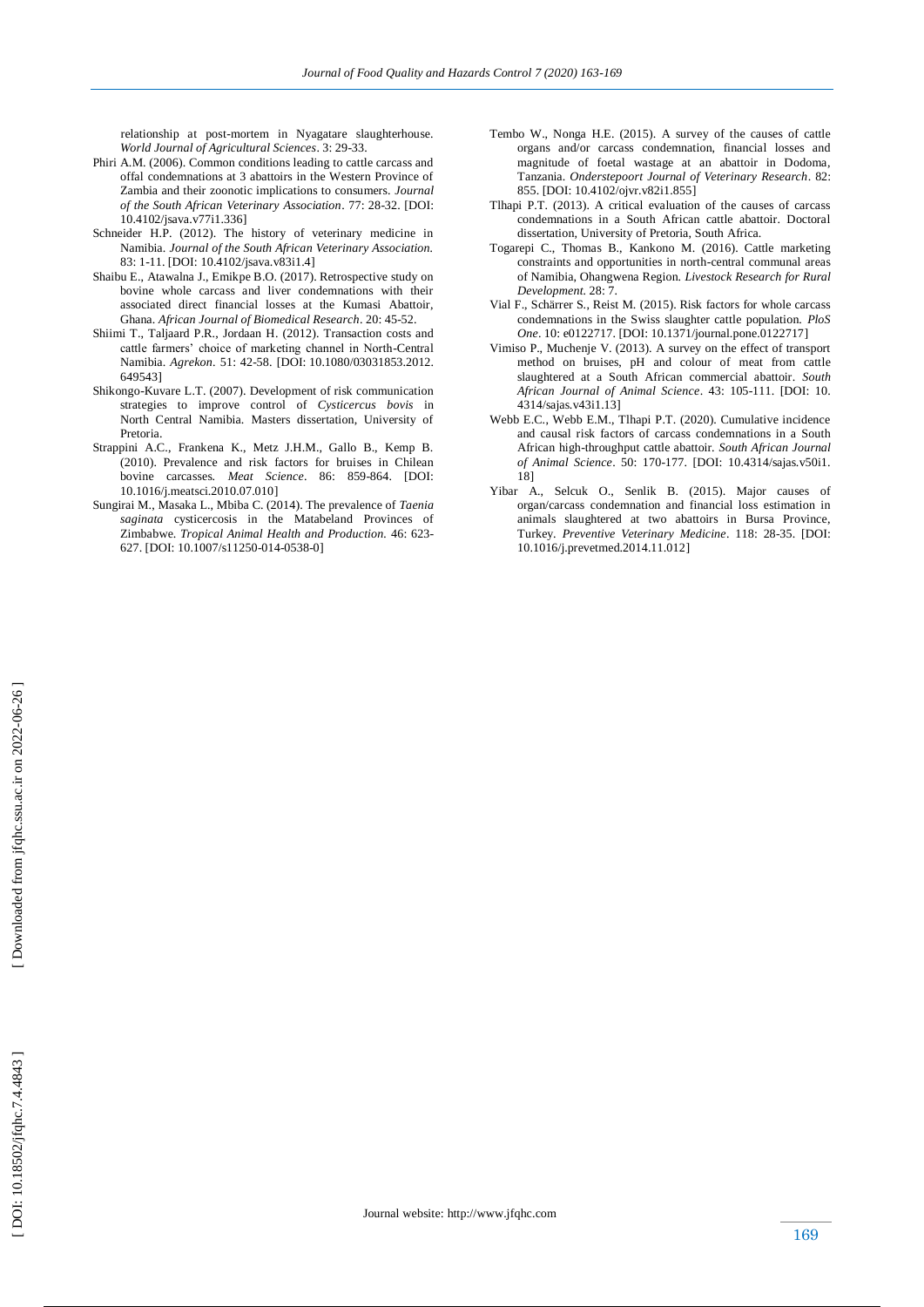relationship at post-mortem in Nyagatare slaughterhouse. *World Journal of Agricultural Sciences*. 3: 29-33.

Phiri A.M. (2006). Common conditions leading to cattle carcass and offal condemnations at 3 abattoirs in the Western Province of Zambia and their zoonotic implications to consumers. *Journal of the South African Veterinary Association*. 77: 28-32. [DOI: 10.4102/jsava.v77i1.336]

Schneider H.P. (2012). The history of veterinary medicine in Namibia. *Journal of the South African Veterinary Association.* 83: 1-11. [DOI: 10.4102/jsava.v83i1.4]

Shaibu E., Atawalna J., Emikpe B.O. (2017). Retrospective study on bovine whole carcass and liver condemnations with their associated direct financial losses at the Kumasi Abattoir, Ghana. *African Journal of Biomedical Research*. 20: 45-52.

Shiimi T., Taljaard P.R., Jordaan H. (2012). Transaction costs and cattle farmers' choice of marketing channel in North-Central Namibia. *Agrekon*. 51: 42-58. [DOI: 10.1080/03031853.2012.649543]

Shikongo-Kuvare L.T. (2007). Development of risk communication strategies to improve control of *Cysticercus bovis* in North Central Namibia. Masters dissertation, University of Pretoria.

Strappini A.C., Frankena K., Metz J.H.M., Gallo B., Kemp B. (2010). Prevalence and risk factors for bruises in Chilean bovine carcasses. *Meat Science*. 86: 859-864. [DOI: 10.1016/j.meatsci.2010.07.010]

Sungirai M., Masaka L., Mbiba C. (2014). The prevalence of *Taenia saginata* cysticercosis in the Matabeland Provinces of Zimbabwe. *Tropical Animal Health and Production.* 46: 623-627. [DOI: 10.1007/s11250-014-0538-0]

Tembo W., Nonga H.E. (2015). A survey of the causes of cattle organs and/or carcass condemnation, financial losses and magnitude of foetal wastage at an abattoir in Dodoma, Tanzania. *Onderstepoort Journal of Veterinary Research*. 82: 855. [DOI: 10.4102/ojvr.v82i1.855]

Tlhapi P.T. (2013). A critical evaluation of the causes of carcass condemnations in a South African cattle abattoir. Doctoral dissertation, University of Pretoria, South Africa.

Togarepi C., Thomas B., Kankono M. (2016). Cattle marketing constraints and opportunities in north-central communal areas of Namibia, Ohangwena Region. *Livestock Research for Rural Development*. 28: 7.

Vial F., Schärrer S., Reist M. (2015). Risk factors for whole carcass condemnations in the Swiss slaughter cattle population. *PloS One*. 10: e0122717. [DOI: 10.1371/journal.pone.0122717]

Vimiso P., Muchenje V. (2013). A survey on the effect of transport method on bruises, pH and colour of meat from cattle slaughtered at a South African commercial abattoir. *South African Journal of Animal Science*. 43: 105-111. [DOI: 10.4314/sajas.v43i1.13]

Webb E.C., Webb E.M., Tlhapi P.T. (2020). Cumulative incidence and causal risk factors of carcass condemnations in a South African high-throughput cattle abattoir. *South African Journal of Animal Science*. 50: 170-177. [DOI: 10.4314/sajas.v50i1.18]

Yibar A., Selcuk O., Senlik B. (2015). Major causes of organ/carcass condemnation and financial loss estimation in animals slaughtered at two abattoirs in Bursa Province, Turkey. *Preventive Veterinary Medicine*. 118: 28-35. [DOI: 10.1016/j.prevetmed.2014.11.012]